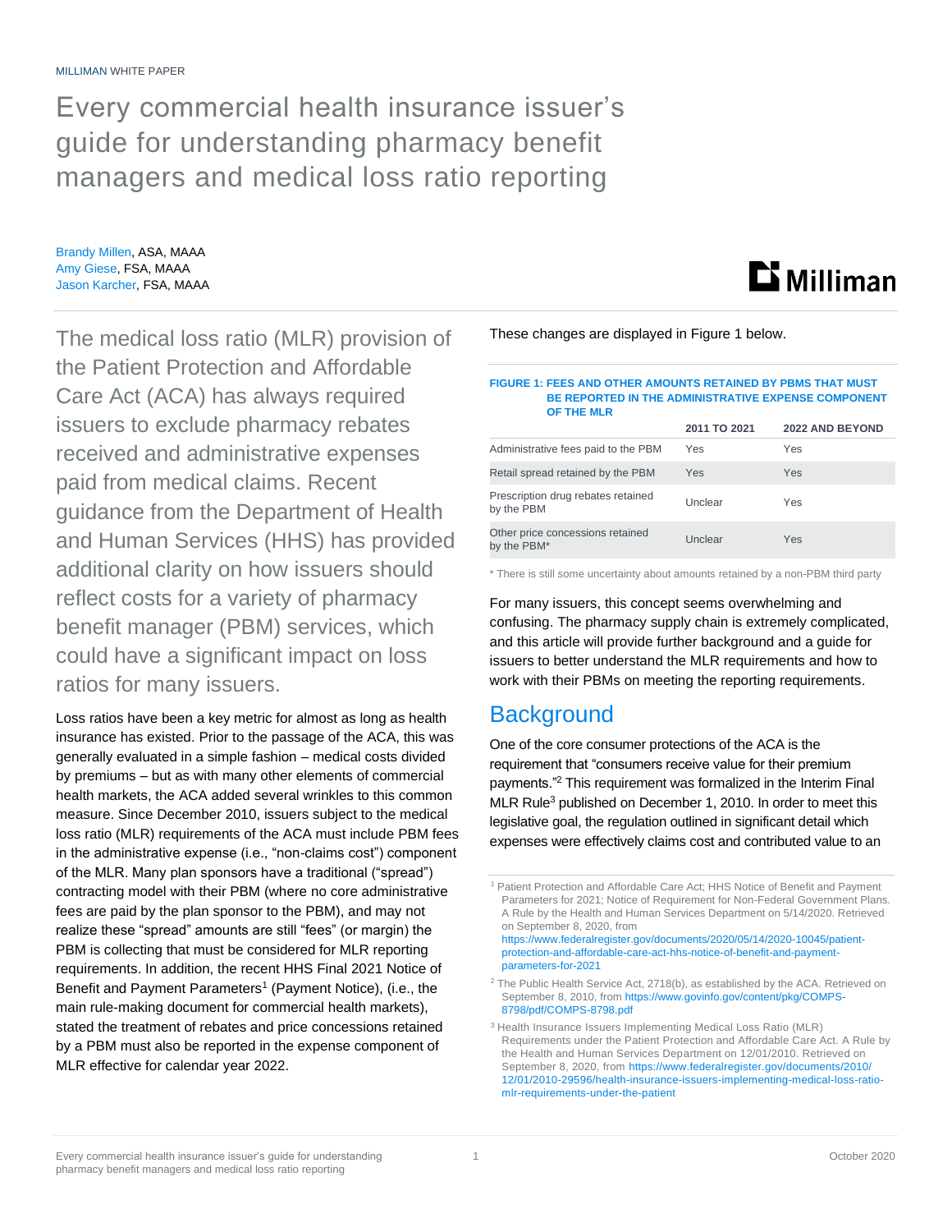MILLIMAN WHITE PAPER

# Every commercial health insurance issuer's guide for understanding pharmacy benefit managers and medical loss ratio reporting

Brandy Millen, ASA, MAAA
Amy Giese, FSA, MAAA
Jason Karcher, FSA, MAAA

The medical loss ratio (MLR) provision of the Patient Protection and Affordable Care Act (ACA) has always required issuers to exclude pharmacy rebates received and administrative expenses paid from medical claims. Recent guidance from the Department of Health and Human Services (HHS) has provided additional clarity on how issuers should reflect costs for a variety of pharmacy benefit manager (PBM) services, which could have a significant impact on loss ratios for many issuers.

Loss ratios have been a key metric for almost as long as health insurance has existed. Prior to the passage of the ACA, this was generally evaluated in a simple fashion – medical costs divided by premiums – but as with many other elements of commercial health markets, the ACA added several wrinkles to this common measure. Since December 2010, issuers subject to the medical loss ratio (MLR) requirements of the ACA must include PBM fees in the administrative expense (i.e., "non-claims cost") component of the MLR. Many plan sponsors have a traditional ("spread") contracting model with their PBM (where no core administrative fees are paid by the plan sponsor to the PBM), and may not realize these "spread" amounts are still "fees" (or margin) the PBM is collecting that must be considered for MLR reporting requirements. In addition, the recent HHS Final 2021 Notice of Benefit and Payment Parameters[1] (Payment Notice), (i.e., the main rule-making document for commercial health markets), stated the treatment of rebates and price concessions retained by a PBM must also be reported in the expense component of MLR effective for calendar year 2022.

These changes are displayed in Figure 1 below.

**FIGURE 1: FEES AND OTHER AMOUNTS RETAINED BY PBMS THAT MUST BE REPORTED IN THE ADMINISTRATIVE EXPENSE COMPONENT OF THE MLR**

| | 2011 TO 2021 | 2022 AND BEYOND |
|---|---|---|
| Administrative fees paid to the PBM | Yes | Yes |
| Retail spread retained by the PBM | Yes | Yes |
| Prescription drug rebates retained by the PBM | Unclear | Yes |
| Other price concessions retained by the PBM* | Unclear | Yes |

\* There is still some uncertainty about amounts retained by a non-PBM third party

For many issuers, this concept seems overwhelming and confusing. The pharmacy supply chain is extremely complicated, and this article will provide further background and a guide for issuers to better understand the MLR requirements and how to work with their PBMs on meeting the reporting requirements.

## Background

One of the core consumer protections of the ACA is the requirement that "consumers receive value for their premium payments."[2] This requirement was formalized in the Interim Final MLR Rule[3] published on December 1, 2010. In order to meet this legislative goal, the regulation outlined in significant detail which expenses were effectively claims cost and contributed value to an

---

[1] Patient Protection and Affordable Care Act; HHS Notice of Benefit and Payment Parameters for 2021; Notice of Requirement for Non-Federal Government Plans. A Rule by the Health and Human Services Department on 5/14/2020. Retrieved on September 8, 2020, from https://www.federalregister.gov/documents/2020/05/14/2020-10045/patient-protection-and-affordable-care-act-hhs-notice-of-benefit-and-payment-parameters-for-2021

[2] The Public Health Service Act, 2718(b), as established by the ACA. Retrieved on September 8, 2010, from https://www.govinfo.gov/content/pkg/COMPS-8798/pdf/COMPS-8798.pdf

[3] Health Insurance Issuers Implementing Medical Loss Ratio (MLR) Requirements under the Patient Protection and Affordable Care Act. A Rule by the Health and Human Services Department on 12/01/2010. Retrieved on September 8, 2020, from https://www.federalregister.gov/documents/2010/12/01/2010-29596/health-insurance-issuers-implementing-medical-loss-ratio-mlr-requirements-under-the-patient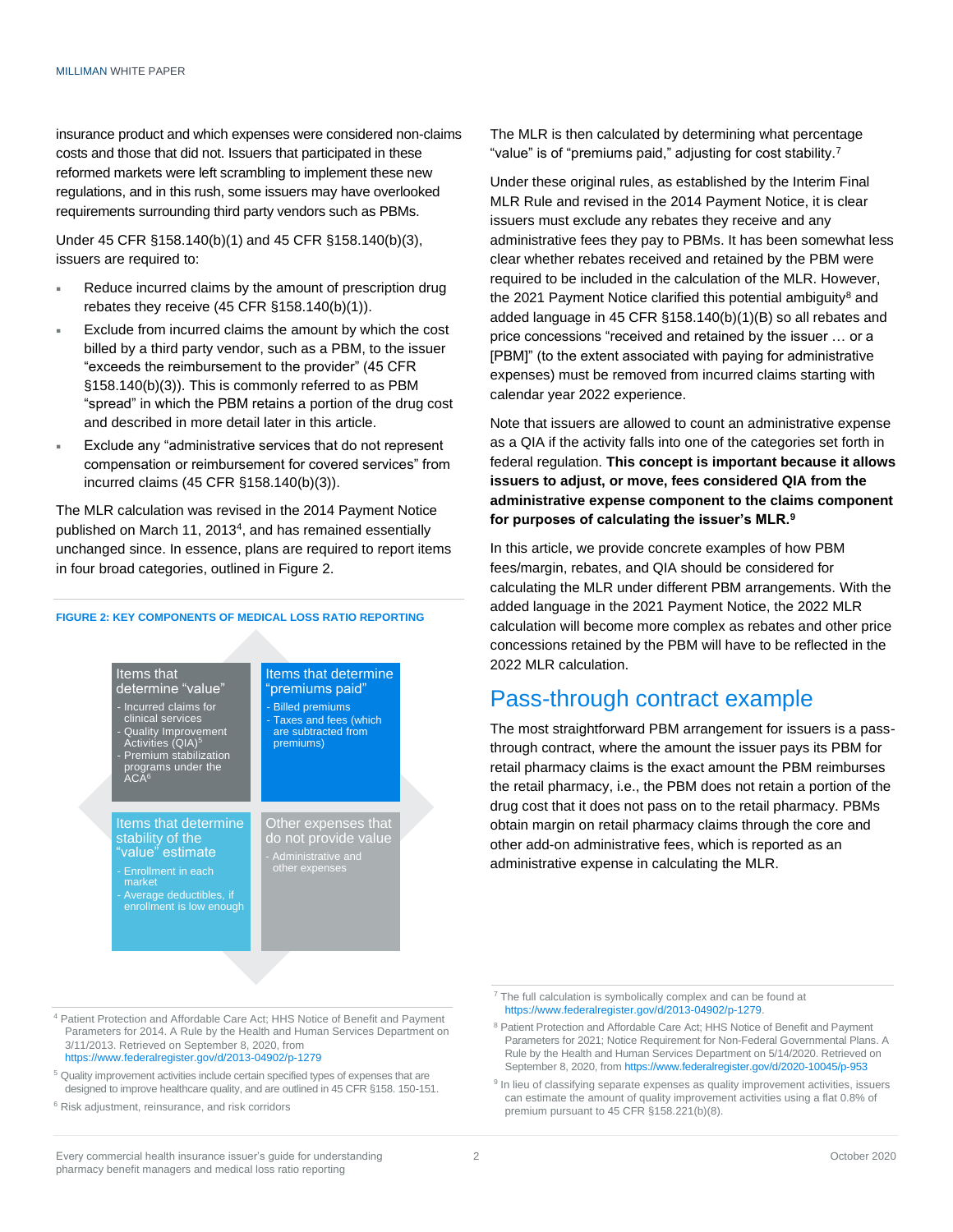insurance product and which expenses were considered non-claims costs and those that did not. Issuers that participated in these reformed markets were left scrambling to implement these new regulations, and in this rush, some issuers may have overlooked requirements surrounding third party vendors such as PBMs.

Under 45 CFR §158.140(b)(1) and 45 CFR §158.140(b)(3), issuers are required to:

- Reduce incurred claims by the amount of prescription drug rebates they receive (45 CFR §158.140(b)(1)).
- Exclude from incurred claims the amount by which the cost billed by a third party vendor, such as a PBM, to the issuer "exceeds the reimbursement to the provider" (45 CFR §158.140(b)(3)). This is commonly referred to as PBM "spread" in which the PBM retains a portion of the drug cost and described in more detail later in this article.
- Exclude any "administrative services that do not represent compensation or reimbursement for covered services" from incurred claims (45 CFR §158.140(b)(3)).

The MLR calculation was revised in the 2014 Payment Notice published on March 11, 2013[4], and has remained essentially unchanged since. In essence, plans are required to report items in four broad categories, outlined in Figure 2.

**FIGURE 2: KEY COMPONENTS OF MEDICAL LOSS RATIO REPORTING**

| Items that determine "value" | Items that determine "premiums paid" |
|---|---|
| - Incurred claims for clinical services<br>- Quality Improvement Activities (QIA)[5]<br>- Premium stabilization programs under the ACA[6] | - Billed premiums<br>- Taxes and fees (which are subtracted from premiums) |
| **Items that determine stability of the "value" estimate** | **Other expenses that do not provide value** |
| - Enrollment in each market<br>- Average deductibles, if enrollment is low enough | - Administrative and other expenses |

The MLR is then calculated by determining what percentage "value" is of "premiums paid," adjusting for cost stability.[7]

Under these original rules, as established by the Interim Final MLR Rule and revised in the 2014 Payment Notice, it is clear issuers must exclude any rebates they receive and any administrative fees they pay to PBMs. It has been somewhat less clear whether rebates received and retained by the PBM were required to be included in the calculation of the MLR. However, the 2021 Payment Notice clarified this potential ambiguity[8] and added language in 45 CFR §158.140(b)(1)(B) so all rebates and price concessions "received and retained by the issuer … or a [PBM]" (to the extent associated with paying for administrative expenses) must be removed from incurred claims starting with calendar year 2022 experience.

Note that issuers are allowed to count an administrative expense as a QIA if the activity falls into one of the categories set forth in federal regulation. **This concept is important because it allows issuers to adjust, or move, fees considered QIA from the administrative expense component to the claims component for purposes of calculating the issuer's MLR.[9]**

In this article, we provide concrete examples of how PBM fees/margin, rebates, and QIA should be considered for calculating the MLR under different PBM arrangements. With the added language in the 2021 Payment Notice, the 2022 MLR calculation will become more complex as rebates and other price concessions retained by the PBM will have to be reflected in the 2022 MLR calculation.

## Pass-through contract example

The most straightforward PBM arrangement for issuers is a pass-through contract, where the amount the issuer pays its PBM for retail pharmacy claims is the exact amount the PBM reimburses the retail pharmacy, i.e., the PBM does not retain a portion of the drug cost that it does not pass on to the retail pharmacy. PBMs obtain margin on retail pharmacy claims through the core and other add-on administrative fees, which is reported as an administrative expense in calculating the MLR.

---

[4] Patient Protection and Affordable Care Act; HHS Notice of Benefit and Payment Parameters for 2014. A Rule by the Health and Human Services Department on 3/11/2013. Retrieved on September 8, 2020, from https://www.federalregister.gov/d/2013-04902/p-1279

[5] Quality improvement activities include certain specified types of expenses that are designed to improve healthcare quality, and are outlined in 45 CFR §158. 150-151.

[6] Risk adjustment, reinsurance, and risk corridors

[7] The full calculation is symbolically complex and can be found at https://www.federalregister.gov/d/2013-04902/p-1279.

[8] Patient Protection and Affordable Care Act; HHS Notice of Benefit and Payment Parameters for 2021; Notice Requirement for Non-Federal Governmental Plans. A Rule by the Health and Human Services Department on 5/14/2020. Retrieved on September 8, 2020, from https://www.federalregister.gov/d/2020-10045/p-953

[9] In lieu of classifying separate expenses as quality improvement activities, issuers can estimate the amount of quality improvement activities using a flat 0.8% of premium pursuant to 45 CFR §158.221(b)(8).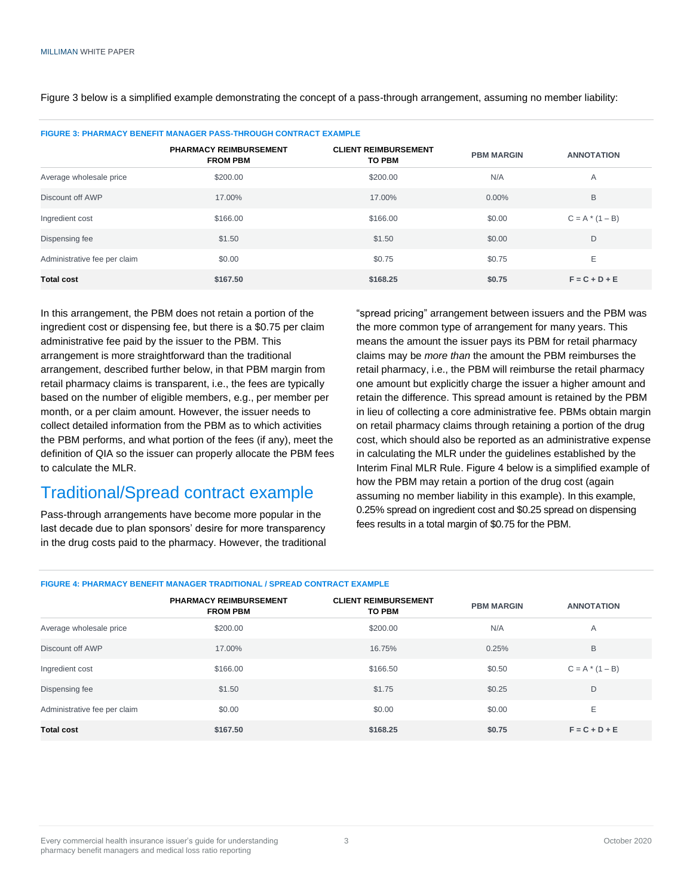Figure 3 below is a simplified example demonstrating the concept of a pass-through arrangement, assuming no member liability:

**FIGURE 3: PHARMACY BENEFIT MANAGER PASS-THROUGH CONTRACT EXAMPLE**

| | PHARMACY REIMBURSEMENT FROM PBM | CLIENT REIMBURSEMENT TO PBM | PBM MARGIN | ANNOTATION |
|---|---|---|---|---|
| Average wholesale price | $200.00 | $200.00 | N/A | A |
| Discount off AWP | 17.00% | 17.00% | 0.00% | B |
| Ingredient cost | $166.00 | $166.00 | $0.00 | C = A * (1 – B) |
| Dispensing fee | $1.50 | $1.50 | $0.00 | D |
| Administrative fee per claim | $0.00 | $0.75 | $0.75 | E |
| **Total cost** | **$167.50** | **$168.25** | **$0.75** | **F = C + D + E** |

In this arrangement, the PBM does not retain a portion of the ingredient cost or dispensing fee, but there is a $0.75 per claim administrative fee paid by the issuer to the PBM. This arrangement is more straightforward than the traditional arrangement, described further below, in that PBM margin from retail pharmacy claims is transparent, i.e., the fees are typically based on the number of eligible members, e.g., per member per month, or a per claim amount. However, the issuer needs to collect detailed information from the PBM as to which activities the PBM performs, and what portion of the fees (if any), meet the definition of QIA so the issuer can properly allocate the PBM fees to calculate the MLR.

## Traditional/Spread contract example

Pass-through arrangements have become more popular in the last decade due to plan sponsors' desire for more transparency in the drug costs paid to the pharmacy. However, the traditional "spread pricing" arrangement between issuers and the PBM was the more common type of arrangement for many years. This means the amount the issuer pays its PBM for retail pharmacy claims may be *more than* the amount the PBM reimburses the retail pharmacy, i.e., the PBM will reimburse the retail pharmacy one amount but explicitly charge the issuer a higher amount and retain the difference. This spread amount is retained by the PBM in lieu of collecting a core administrative fee. PBMs obtain margin on retail pharmacy claims through retaining a portion of the drug cost, which should also be reported as an administrative expense in calculating the MLR under the guidelines established by the Interim Final MLR Rule. Figure 4 below is a simplified example of how the PBM may retain a portion of the drug cost (again assuming no member liability in this example). In this example, 0.25% spread on ingredient cost and $0.25 spread on dispensing fees results in a total margin of $0.75 for the PBM.

**FIGURE 4: PHARMACY BENEFIT MANAGER TRADITIONAL / SPREAD CONTRACT EXAMPLE**

| | PHARMACY REIMBURSEMENT FROM PBM | CLIENT REIMBURSEMENT TO PBM | PBM MARGIN | ANNOTATION |
|---|---|---|---|---|
| Average wholesale price | $200.00 | $200.00 | N/A | A |
| Discount off AWP | 17.00% | 16.75% | 0.25% | B |
| Ingredient cost | $166.00 | $166.50 | $0.50 | C = A * (1 – B) |
| Dispensing fee | $1.50 | $1.75 | $0.25 | D |
| Administrative fee per claim | $0.00 | $0.00 | $0.00 | E |
| **Total cost** | **$167.50** | **$168.25** | **$0.75** | **F = C + D + E** |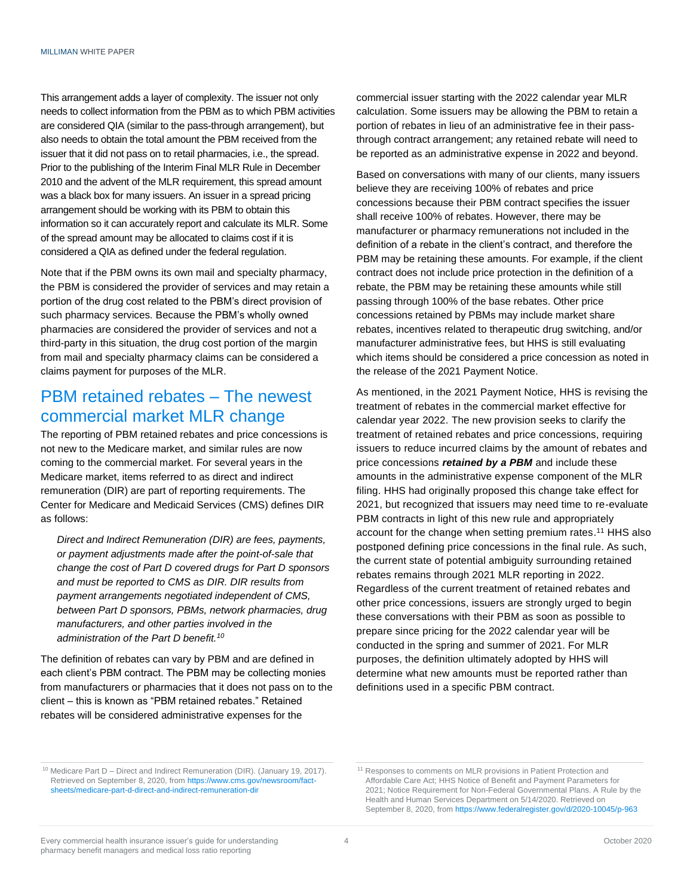This arrangement adds a layer of complexity. The issuer not only needs to collect information from the PBM as to which PBM activities are considered QIA (similar to the pass-through arrangement), but also needs to obtain the total amount the PBM received from the issuer that it did not pass on to retail pharmacies, i.e., the spread. Prior to the publishing of the Interim Final MLR Rule in December 2010 and the advent of the MLR requirement, this spread amount was a black box for many issuers. An issuer in a spread pricing arrangement should be working with its PBM to obtain this information so it can accurately report and calculate its MLR. Some of the spread amount may be allocated to claims cost if it is considered a QIA as defined under the federal regulation.

Note that if the PBM owns its own mail and specialty pharmacy, the PBM is considered the provider of services and may retain a portion of the drug cost related to the PBM's direct provision of such pharmacy services. Because the PBM's wholly owned pharmacies are considered the provider of services and not a third-party in this situation, the drug cost portion of the margin from mail and specialty pharmacy claims can be considered a claims payment for purposes of the MLR.

## PBM retained rebates – The newest commercial market MLR change

The reporting of PBM retained rebates and price concessions is not new to the Medicare market, and similar rules are now coming to the commercial market. For several years in the Medicare market, items referred to as direct and indirect remuneration (DIR) are part of reporting requirements. The Center for Medicare and Medicaid Services (CMS) defines DIR as follows:

> *Direct and Indirect Remuneration (DIR) are fees, payments, or payment adjustments made after the point-of-sale that change the cost of Part D covered drugs for Part D sponsors and must be reported to CMS as DIR. DIR results from payment arrangements negotiated independent of CMS, between Part D sponsors, PBMs, network pharmacies, drug manufacturers, and other parties involved in the administration of the Part D benefit.*[10]

The definition of rebates can vary by PBM and are defined in each client's PBM contract. The PBM may be collecting monies from manufacturers or pharmacies that it does not pass on to the client – this is known as "PBM retained rebates." Retained rebates will be considered administrative expenses for the commercial issuer starting with the 2022 calendar year MLR calculation. Some issuers may be allowing the PBM to retain a portion of rebates in lieu of an administrative fee in their pass-through contract arrangement; any retained rebate will need to be reported as an administrative expense in 2022 and beyond.

Based on conversations with many of our clients, many issuers believe they are receiving 100% of rebates and price concessions because their PBM contract specifies the issuer shall receive 100% of rebates. However, there may be manufacturer or pharmacy remunerations not included in the definition of a rebate in the client's contract, and therefore the PBM may be retaining these amounts. For example, if the client contract does not include price protection in the definition of a rebate, the PBM may be retaining these amounts while still passing through 100% of the base rebates. Other price concessions retained by PBMs may include market share rebates, incentives related to therapeutic drug switching, and/or manufacturer administrative fees, but HHS is still evaluating which items should be considered a price concession as noted in the release of the 2021 Payment Notice.

As mentioned, in the 2021 Payment Notice, HHS is revising the treatment of rebates in the commercial market effective for calendar year 2022. The new provision seeks to clarify the treatment of retained rebates and price concessions, requiring issuers to reduce incurred claims by the amount of rebates and price concessions ***retained by a PBM*** and include these amounts in the administrative expense component of the MLR filing. HHS had originally proposed this change take effect for 2021, but recognized that issuers may need time to re-evaluate PBM contracts in light of this new rule and appropriately account for the change when setting premium rates.[11] HHS also postponed defining price concessions in the final rule. As such, the current state of potential ambiguity surrounding retained rebates remains through 2021 MLR reporting in 2022. Regardless of the current treatment of retained rebates and other price concessions, issuers are strongly urged to begin these conversations with their PBM as soon as possible to prepare since pricing for the 2022 calendar year will be conducted in the spring and summer of 2021. For MLR purposes, the definition ultimately adopted by HHS will determine what new amounts must be reported rather than definitions used in a specific PBM contract.

---

[10] Medicare Part D – Direct and Indirect Remuneration (DIR). (January 19, 2017). Retrieved on September 8, 2020, from https://www.cms.gov/newsroom/fact-sheets/medicare-part-d-direct-and-indirect-remuneration-dir

[11] Responses to comments on MLR provisions in Patient Protection and Affordable Care Act; HHS Notice of Benefit and Payment Parameters for 2021; Notice Requirement for Non-Federal Governmental Plans. A Rule by the Health and Human Services Department on 5/14/2020. Retrieved on September 8, 2020, from https://www.federalregister.gov/d/2020-10045/p-963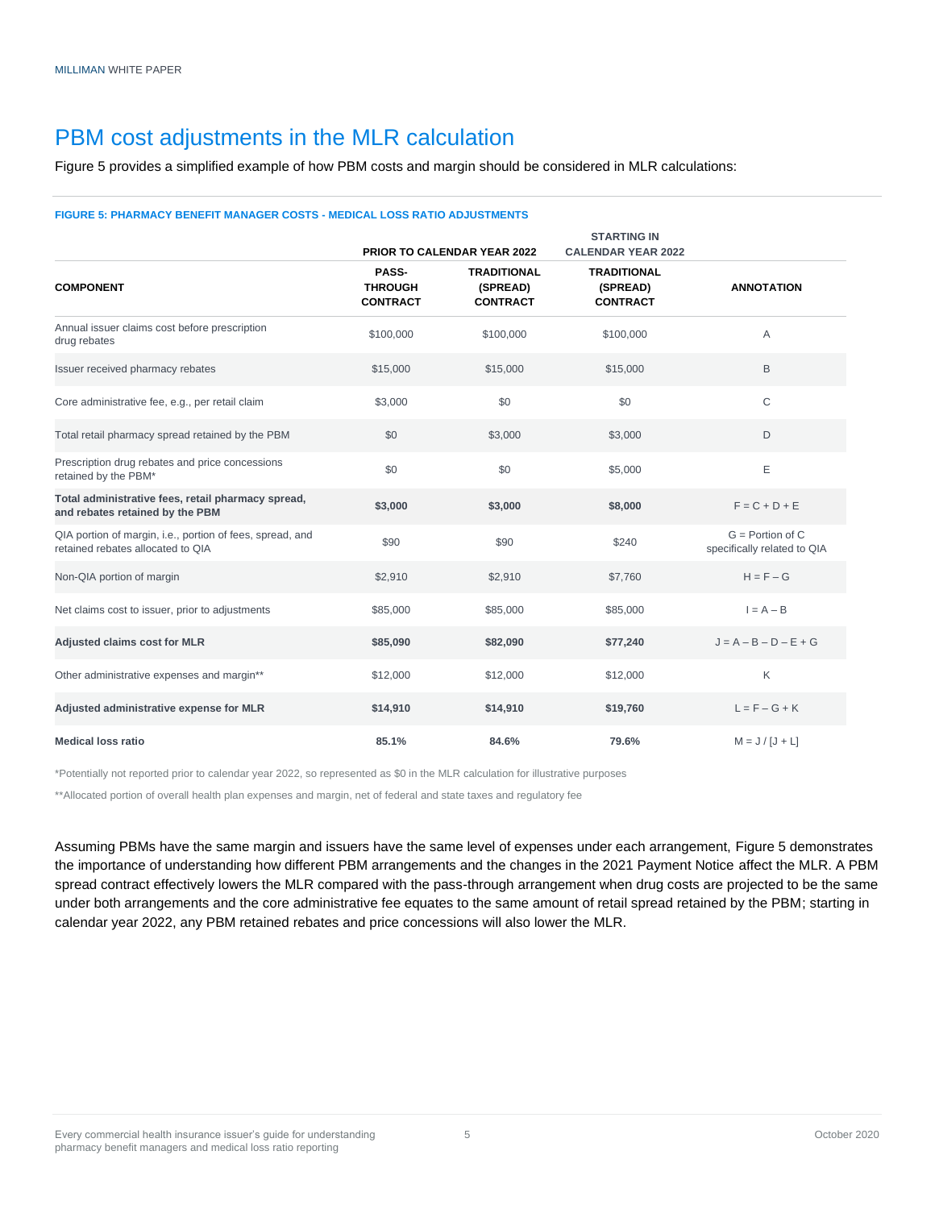## PBM cost adjustments in the MLR calculation

Figure 5 provides a simplified example of how PBM costs and margin should be considered in MLR calculations:

**FIGURE 5: PHARMACY BENEFIT MANAGER COSTS - MEDICAL LOSS RATIO ADJUSTMENTS**

| | PRIOR TO CALENDAR YEAR 2022 | | STARTING IN CALENDAR YEAR 2022 | |
|---|---|---|---|---|
| **COMPONENT** | **PASS-THROUGH CONTRACT** | **TRADITIONAL (SPREAD) CONTRACT** | **TRADITIONAL (SPREAD) CONTRACT** | **ANNOTATION** |
| Annual issuer claims cost before prescription drug rebates | $100,000 | $100,000 | $100,000 | A |
| Issuer received pharmacy rebates | $15,000 | $15,000 | $15,000 | B |
| Core administrative fee, e.g., per retail claim | $3,000 | $0 | $0 | C |
| Total retail pharmacy spread retained by the PBM | $0 | $3,000 | $3,000 | D |
| Prescription drug rebates and price concessions retained by the PBM* | $0 | $0 | $5,000 | E |
| **Total administrative fees, retail pharmacy spread, and rebates retained by the PBM** | **$3,000** | **$3,000** | **$8,000** | F = C + D + E |
| QIA portion of margin, i.e., portion of fees, spread, and retained rebates allocated to QIA | $90 | $90 | $240 | G = Portion of C specifically related to QIA |
| Non-QIA portion of margin | $2,910 | $2,910 | $7,760 | H = F – G |
| Net claims cost to issuer, prior to adjustments | $85,000 | $85,000 | $85,000 | I = A – B |
| **Adjusted claims cost for MLR** | **$85,090** | **$82,090** | **$77,240** | J = A – B – D – E + G |
| Other administrative expenses and margin** | $12,000 | $12,000 | $12,000 | K |
| **Adjusted administrative expense for MLR** | **$14,910** | **$14,910** | **$19,760** | L = F – G + K |
| **Medical loss ratio** | **85.1%** | **84.6%** | **79.6%** | M = J / [J + L] |

*Potentially not reported prior to calendar year 2022, so represented as $0 in the MLR calculation for illustrative purposes

**Allocated portion of overall health plan expenses and margin, net of federal and state taxes and regulatory fee

Assuming PBMs have the same margin and issuers have the same level of expenses under each arrangement, Figure 5 demonstrates the importance of understanding how different PBM arrangements and the changes in the 2021 Payment Notice affect the MLR. A PBM spread contract effectively lowers the MLR compared with the pass-through arrangement when drug costs are projected to be the same under both arrangements and the core administrative fee equates to the same amount of retail spread retained by the PBM; starting in calendar year 2022, any PBM retained rebates and price concessions will also lower the MLR.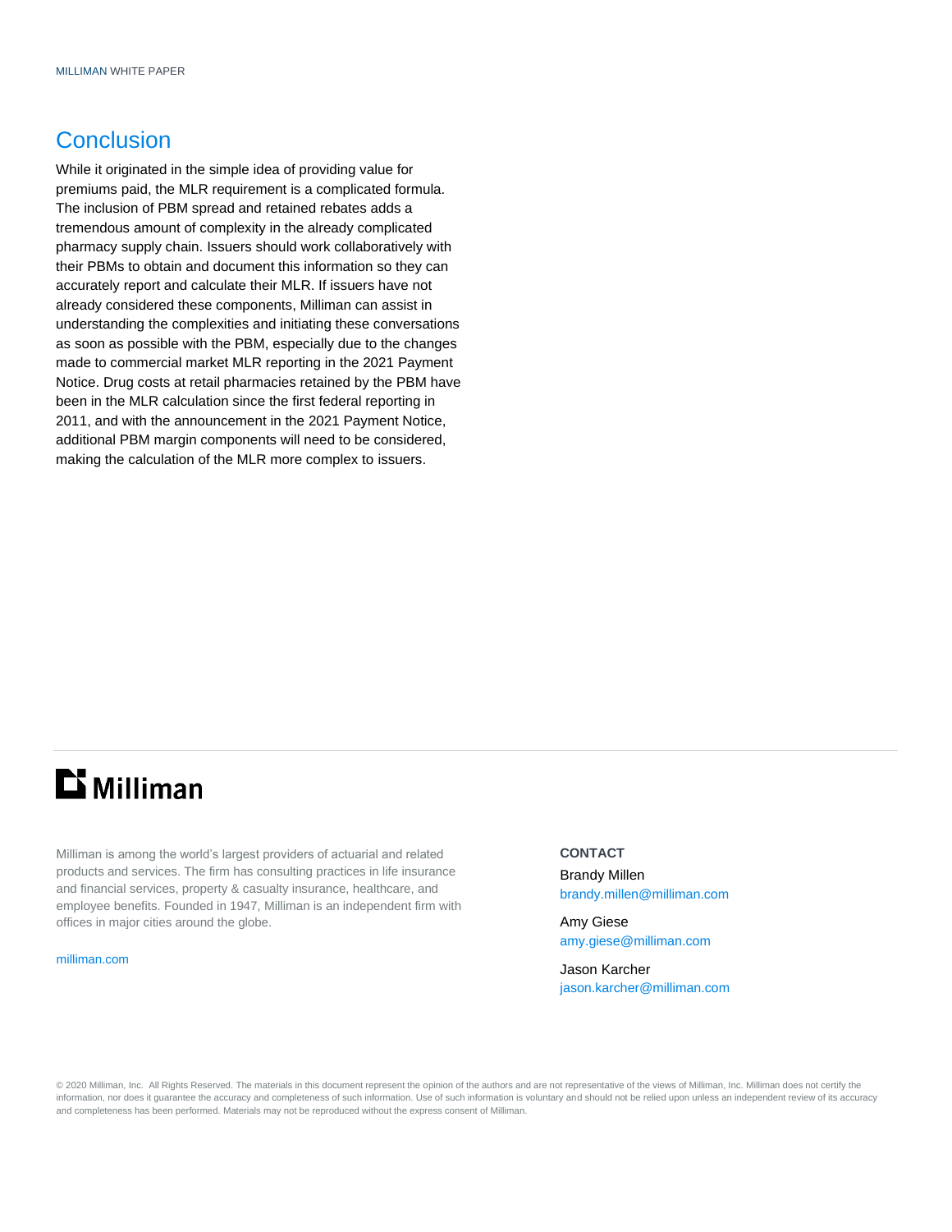## Conclusion

While it originated in the simple idea of providing value for premiums paid, the MLR requirement is a complicated formula. The inclusion of PBM spread and retained rebates adds a tremendous amount of complexity in the already complicated pharmacy supply chain. Issuers should work collaboratively with their PBMs to obtain and document this information so they can accurately report and calculate their MLR. If issuers have not already considered these components, Milliman can assist in understanding the complexities and initiating these conversations as soon as possible with the PBM, especially due to the changes made to commercial market MLR reporting in the 2021 Payment Notice. Drug costs at retail pharmacies retained by the PBM have been in the MLR calculation since the first federal reporting in 2011, and with the announcement in the 2021 Payment Notice, additional PBM margin components will need to be considered, making the calculation of the MLR more complex to issuers.

Milliman

Milliman is among the world's largest providers of actuarial and related products and services. The firm has consulting practices in life insurance and financial services, property & casualty insurance, healthcare, and employee benefits. Founded in 1947, Milliman is an independent firm with offices in major cities around the globe.

milliman.com

**CONTACT**

Brandy Millen
brandy.millen@milliman.com

Amy Giese
amy.giese@milliman.com

Jason Karcher
jason.karcher@milliman.com

© 2020 Milliman, Inc. All Rights Reserved. The materials in this document represent the opinion of the authors and are not representative of the views of Milliman, Inc. Milliman does not certify the information, nor does it guarantee the accuracy and completeness of such information. Use of such information is voluntary and should not be relied upon unless an independent review of its accuracy and completeness has been performed. Materials may not be reproduced without the express consent of Milliman.